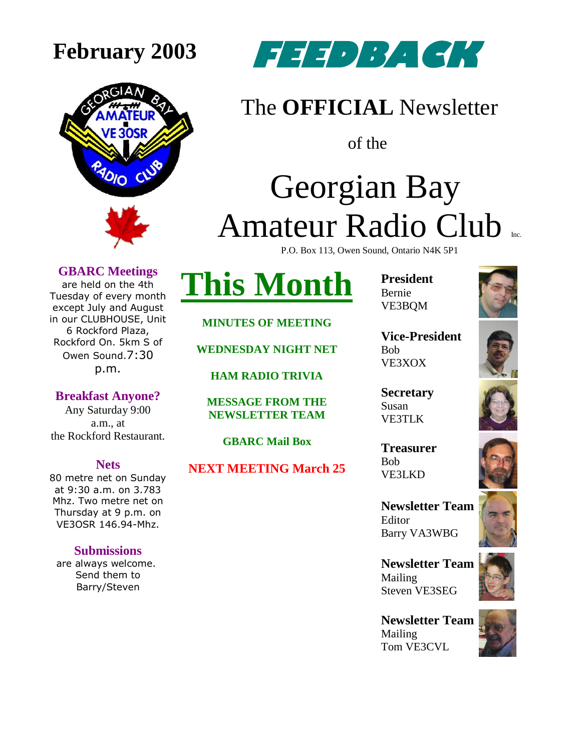# February 2003

# FEEDBACK

The **OFFICIAL** Newsletter

of the

# Georgian Bay Amateur Radio Club Inc.

P.O. Box 113, Owen Sound, Ontario N4K 5P1

### GBARC Meetings

are held on the 4th Tuesday of every month except July and August in our CLUBHOUSE, Unit 6 Rockford Plaza, Rockford On. 5km S of Owen Sound. 7:30 p.m.

### Breakfast Anyone?

Any Saturday 9:00 a.m., at the Rockford Restaurant.

### Nets

80 metre net on Sunday at 9:30 a.m. on 3.783 Mhz. Two metre net on Thursday at 9 p.m. on VE3OSR 146.94-Mhz.

### Submissions

are always welcome. Send them to Barry/Steven

## This Month

**MINUTES OF MEETING**

**WEDNESDAY NIGHT NET**

**HAM RADIO TRIVIA**

**MESSAGE FROM THE NEWSLETTER TEAM**

**GBARC Mail Box**

**NEXT MEETING March 25**

**President**
Bernie
VE3BQM

**Vice-President**
Bob
VE3XOX

**Secretary**
Susan
VE3TLK

**Treasurer**
Bob
VE3LKD

**Newsletter Team**
Editor
Barry VA3WBG

**Newsletter Team**
Mailing
Steven VE3SEG

**Newsletter Team**
Mailing
Tom VE3CVL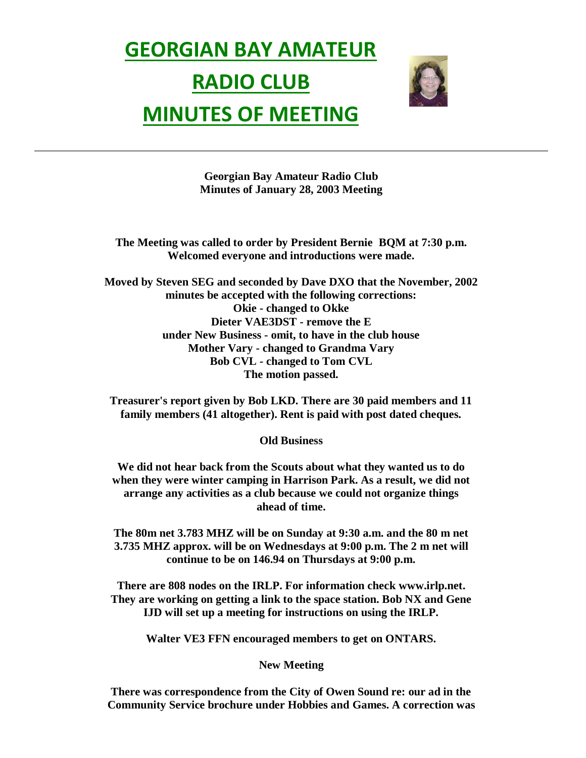# GEORGIAN BAY AMATEUR RADIO CLUB MINUTES OF MEETING

**Georgian Bay Amateur Radio Club**
**Minutes of January 28, 2003 Meeting**

**The Meeting was called to order by President Bernie BQM at 7:30 p.m. Welcomed everyone and introductions were made.**

**Moved by Steven SEG and seconded by Dave DXO that the November, 2002 minutes be accepted with the following corrections:**
**Okie - changed to Okke**
**Dieter VAE3DST - remove the E**
**under New Business - omit, to have in the club house**
**Mother Vary - changed to Grandma Vary**
**Bob CVL - changed to Tom CVL**
**The motion passed.**

**Treasurer's report given by Bob LKD. There are 30 paid members and 11 family members (41 altogether). Rent is paid with post dated cheques.**

**Old Business**

**We did not hear back from the Scouts about what they wanted us to do when they were winter camping in Harrison Park. As a result, we did not arrange any activities as a club because we could not organize things ahead of time.**

**The 80m net 3.783 MHZ will be on Sunday at 9:30 a.m. and the 80 m net 3.735 MHZ approx. will be on Wednesdays at 9:00 p.m. The 2 m net will continue to be on 146.94 on Thursdays at 9:00 p.m.**

**There are 808 nodes on the IRLP. For information check www.irlp.net. They are working on getting a link to the space station. Bob NX and Gene IJD will set up a meeting for instructions on using the IRLP.**

**Walter VE3 FFN encouraged members to get on ONTARS.**

**New Meeting**

**There was correspondence from the City of Owen Sound re: our ad in the Community Service brochure under Hobbies and Games. A correction was**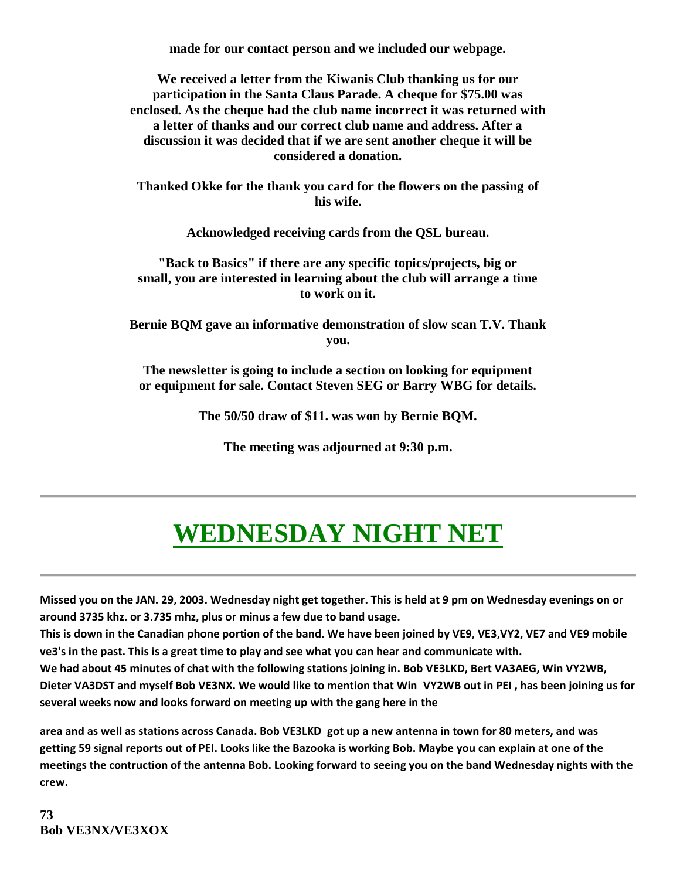**made for our contact person and we included our webpage.**

**We received a letter from the Kiwanis Club thanking us for our participation in the Santa Claus Parade. A cheque for $75.00 was enclosed. As the cheque had the club name incorrect it was returned with a letter of thanks and our correct club name and address. After a discussion it was decided that if we are sent another cheque it will be considered a donation.**

**Thanked Okke for the thank you card for the flowers on the passing of his wife.**

**Acknowledged receiving cards from the QSL bureau.**

**"Back to Basics" if there are any specific topics/projects, big or small, you are interested in learning about the club will arrange a time to work on it.**

**Bernie BQM gave an informative demonstration of slow scan T.V. Thank you.**

**The newsletter is going to include a section on looking for equipment or equipment for sale. Contact Steven SEG or Barry WBG for details.**

**The 50/50 draw of $11. was won by Bernie BQM.**

**The meeting was adjourned at 9:30 p.m.**

---

# WEDNESDAY NIGHT NET

---

**Missed you on the JAN. 29, 2003. Wednesday night get together. This is held at 9 pm on Wednesday evenings on or around 3735 khz. or 3.735 mhz, plus or minus a few due to band usage.**
**This is down in the Canadian phone portion of the band. We have been joined by VE9, VE3,VY2, VE7 and VE9 mobile ve3's in the past. This is a great time to play and see what you can hear and communicate with.**
**We had about 45 minutes of chat with the following stations joining in. Bob VE3LKD, Bert VA3AEG, Win VY2WB, Dieter VA3DST and myself Bob VE3NX. We would like to mention that Win VY2WB out in PEI , has been joining us for several weeks now and looks forward on meeting up with the gang here in the**

**area and as well as stations across Canada. Bob VE3LKD got up a new antenna in town for 80 meters, and was getting 59 signal reports out of PEI. Looks like the Bazooka is working Bob. Maybe you can explain at one of the meetings the contruction of the antenna Bob. Looking forward to seeing you on the band Wednesday nights with the crew.**

**73**
**Bob VE3NX/VE3XOX**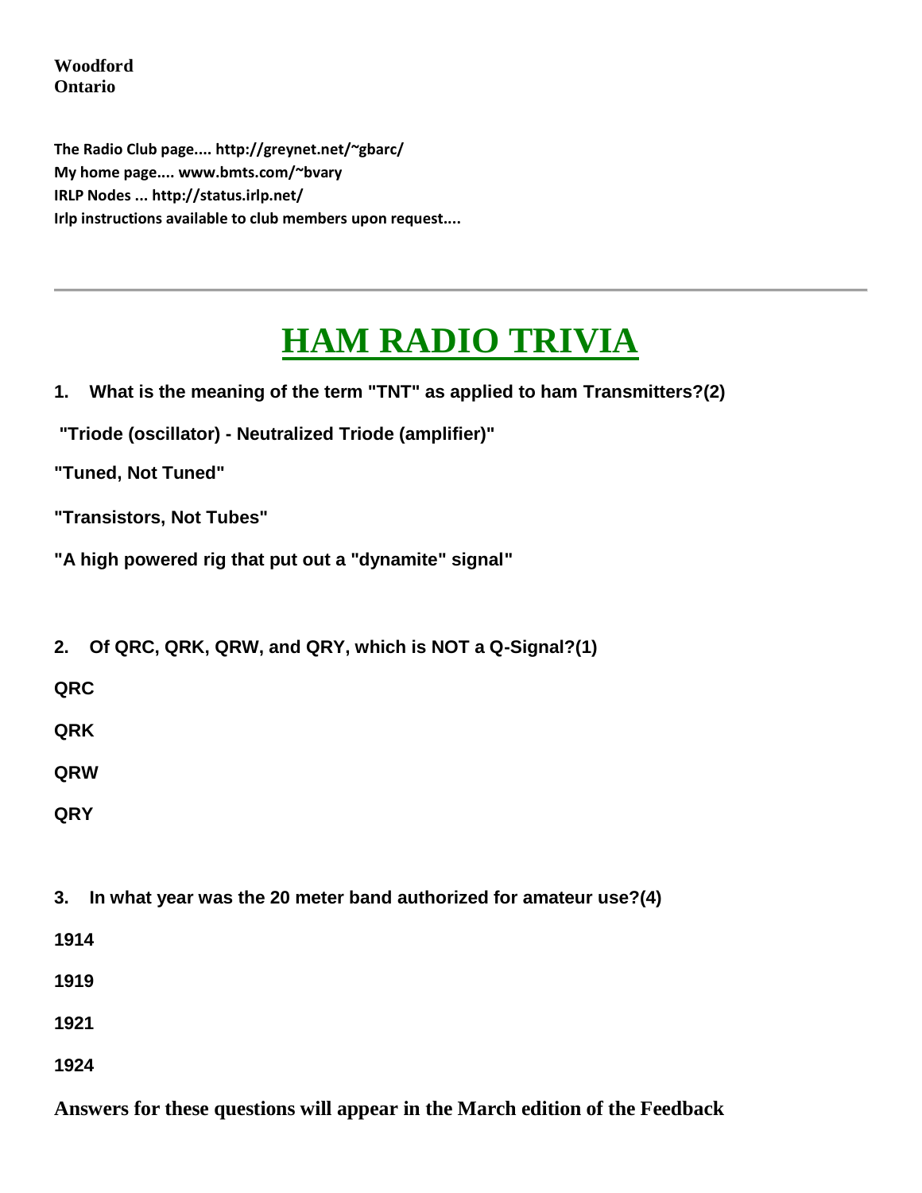**Woodford**
**Ontario**

**The Radio Club page.... http://greynet.net/~gbarc/**
**My home page.... www.bmts.com/~bvary**
**IRLP Nodes ... http://status.irlp.net/**
**Irlp instructions available to club members upon request....**

---

# HAM RADIO TRIVIA

**1. What is the meaning of the term "TNT" as applied to ham Transmitters?(2)**

**"Triode (oscillator) - Neutralized Triode (amplifier)"**

**"Tuned, Not Tuned"**

**"Transistors, Not Tubes"**

**"A high powered rig that put out a "dynamite" signal"**

**2. Of QRC, QRK, QRW, and QRY, which is NOT a Q-Signal?(1)**

**QRC**

**QRK**

**QRW**

**QRY**

**3. In what year was the 20 meter band authorized for amateur use?(4)**

**1914**

**1919**

**1921**

**1924**

**Answers for these questions will appear in the March edition of the Feedback**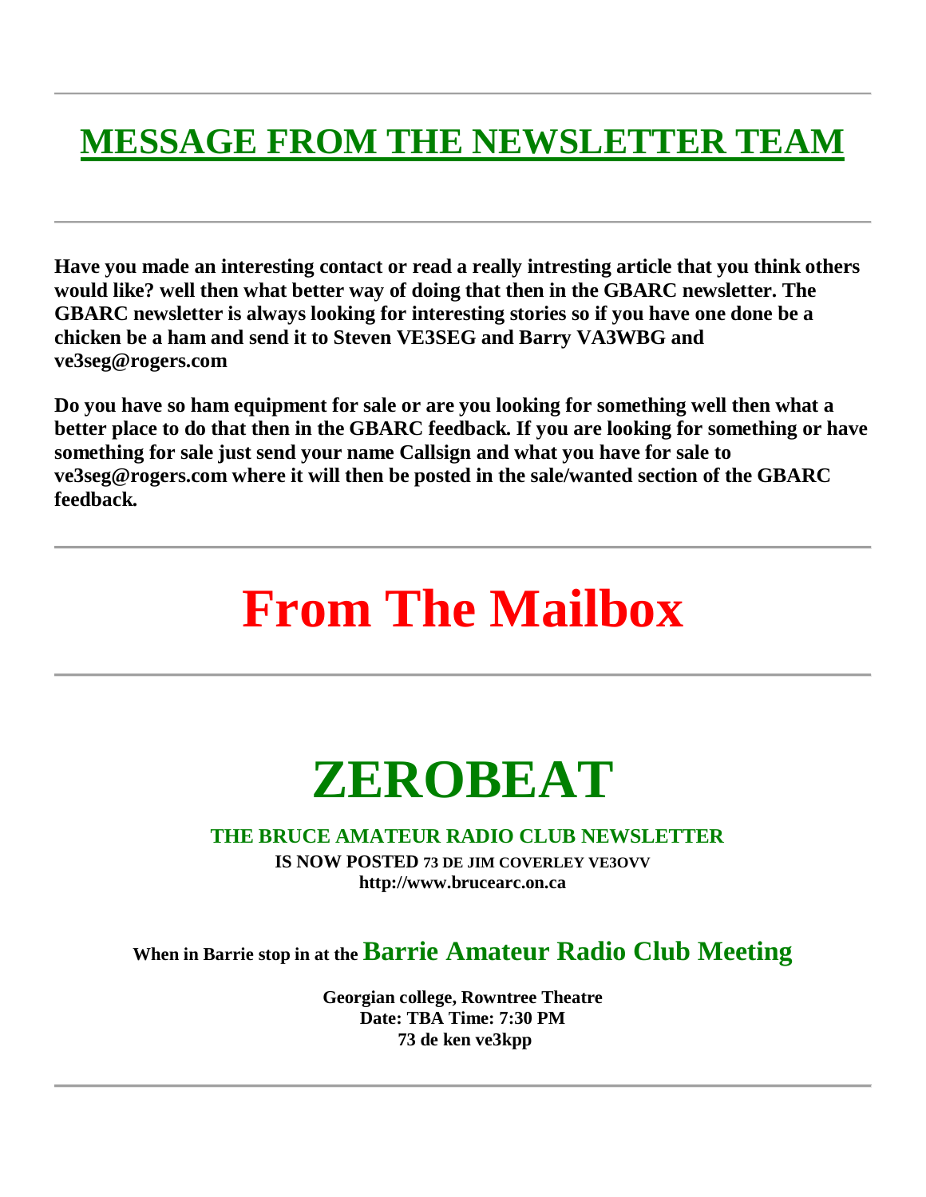---

## MESSAGE FROM THE NEWSLETTER TEAM

---

**Have you made an interesting contact or read a really intresting article that you think others would like? well then what better way of doing that then in the GBARC newsletter. The GBARC newsletter is always looking for interesting stories so if you have one done be a chicken be a ham and send it to Steven VE3SEG and Barry VA3WBG and ve3seg@rogers.com**

**Do you have so ham equipment for sale or are you looking for something well then what a better place to do that then in the GBARC feedback. If you are looking for something or have something for sale just send your name Callsign and what you have for sale to ve3seg@rogers.com where it will then be posted in the sale/wanted section of the GBARC feedback.**

---

# From The Mailbox

---

# ZEROBEAT

**THE BRUCE AMATEUR RADIO CLUB NEWSLETTER**

**IS NOW POSTED 73 DE JIM COVERLEY VE3OVV**
**http://www.brucearc.on.ca**

**When in Barrie stop in at the Barrie Amateur Radio Club Meeting**

**Georgian college, Rowntree Theatre**
**Date: TBA Time: 7:30 PM**
**73 de ken ve3kpp**

---